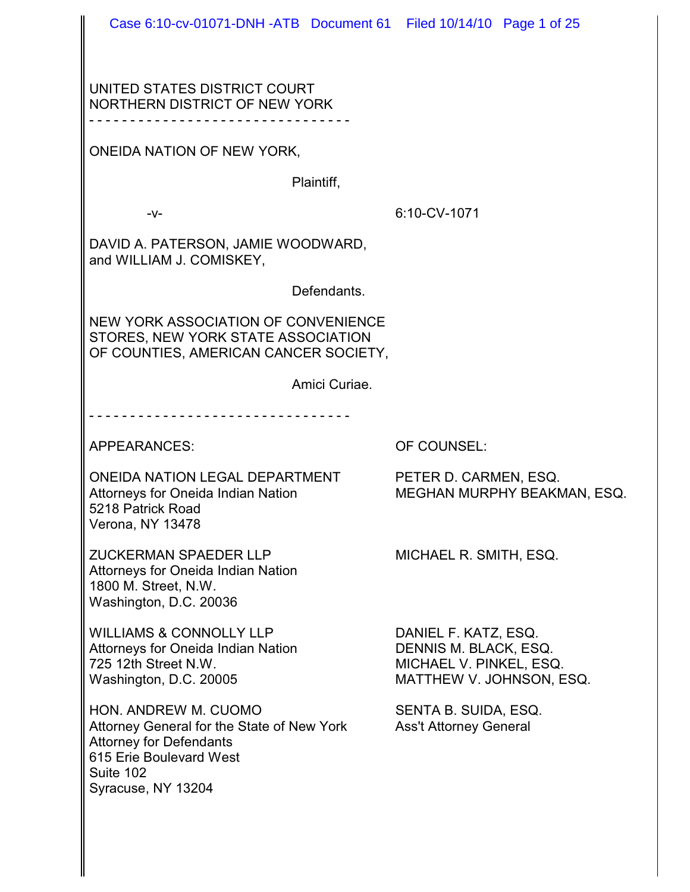UNITED STATES DISTRICT COURT
NORTHERN DISTRICT OF NEW YORK

- - - - - - - - - - - - - - - - - - - - - - - - - - - - - - - -

ONEIDA NATION OF NEW YORK,

Plaintiff,

-v- 6:10-CV-1071

DAVID A. PATERSON, JAMIE WOODWARD, and WILLIAM J. COMISKEY,

Defendants.

NEW YORK ASSOCIATION OF CONVENIENCE STORES, NEW YORK STATE ASSOCIATION OF COUNTIES, AMERICAN CANCER SOCIETY,

Amici Curiae.

- - - - - - - - - - - - - - - - - - - - - - - - - - - - - - - -

| APPEARANCES: | OF COUNSEL: |
| --- | --- |
| ONEIDA NATION LEGAL DEPARTMENT<br>Attorneys for Oneida Indian Nation<br>5218 Patrick Road<br>Verona, NY 13478 | PETER D. CARMEN, ESQ.<br>MEGHAN MURPHY BEAKMAN, ESQ. |
| ZUCKERMAN SPAEDER LLP<br>Attorneys for Oneida Indian Nation<br>1800 M. Street, N.W.<br>Washington, D.C. 20036 | MICHAEL R. SMITH, ESQ. |
| WILLIAMS & CONNOLLY LLP<br>Attorneys for Oneida Indian Nation<br>725 12th Street N.W.<br>Washington, D.C. 20005 | DANIEL F. KATZ, ESQ.<br>DENNIS M. BLACK, ESQ.<br>MICHAEL V. PINKEL, ESQ.<br>MATTHEW V. JOHNSON, ESQ. |
| HON. ANDREW M. CUOMO<br>Attorney General for the State of New York<br>Attorney for Defendants<br>615 Erie Boulevard West<br>Suite 102<br>Syracuse, NY 13204 | SENTA B. SUIDA, ESQ.<br>Ass't Attorney General |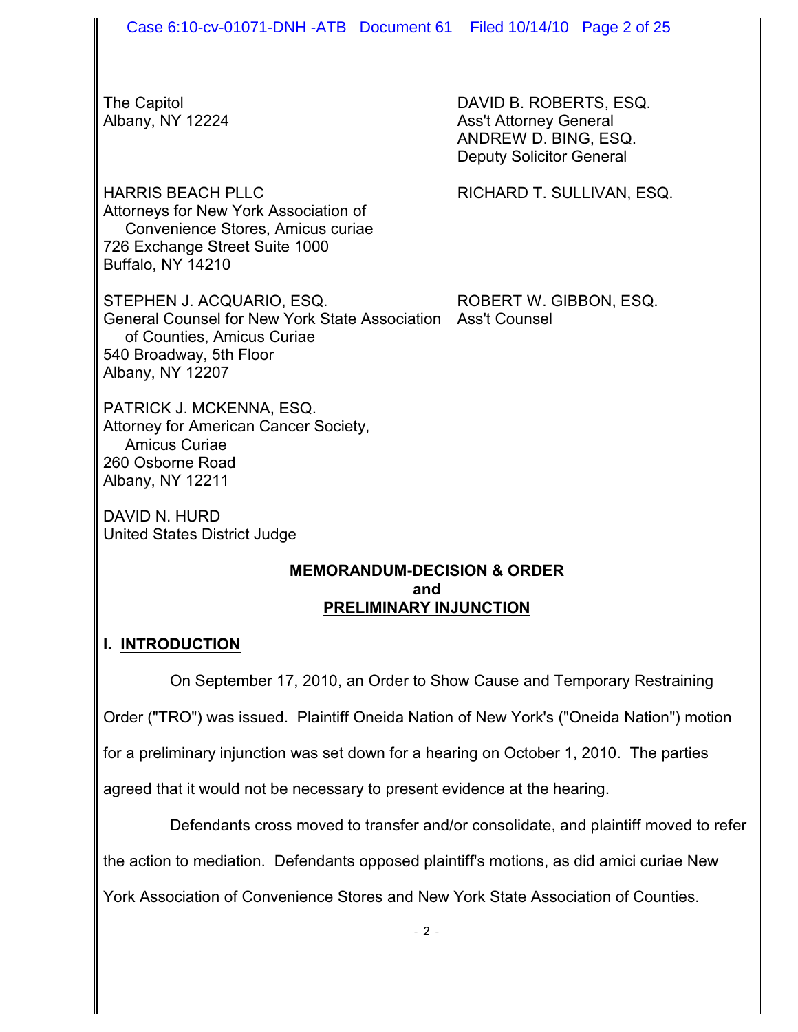The Capitol
Albany, NY 12224

DAVID B. ROBERTS, ESQ.
Ass't Attorney General
ANDREW D. BING, ESQ.
Deputy Solicitor General

HARRIS BEACH PLLC
Attorneys for New York Association of
Convenience Stores, Amicus curiae
726 Exchange Street Suite 1000
Buffalo, NY 14210

RICHARD T. SULLIVAN, ESQ.

STEPHEN J. ACQUARIO, ESQ.
General Counsel for New York State Association
of Counties, Amicus Curiae
540 Broadway, 5th Floor
Albany, NY 12207

ROBERT W. GIBBON, ESQ.
Ass't Counsel

PATRICK J. MCKENNA, ESQ.
Attorney for American Cancer Society,
Amicus Curiae
260 Osborne Road
Albany, NY 12211

DAVID N. HURD
United States District Judge

**MEMORANDUM-DECISION & ORDER**
**and**
**PRELIMINARY INJUNCTION**

## I. INTRODUCTION

On September 17, 2010, an Order to Show Cause and Temporary Restraining Order ("TRO") was issued. Plaintiff Oneida Nation of New York's ("Oneida Nation") motion for a preliminary injunction was set down for a hearing on October 1, 2010. The parties agreed that it would not be necessary to present evidence at the hearing.

Defendants cross moved to transfer and/or consolidate, and plaintiff moved to refer the action to mediation. Defendants opposed plaintiff's motions, as did amici curiae New York Association of Convenience Stores and New York State Association of Counties.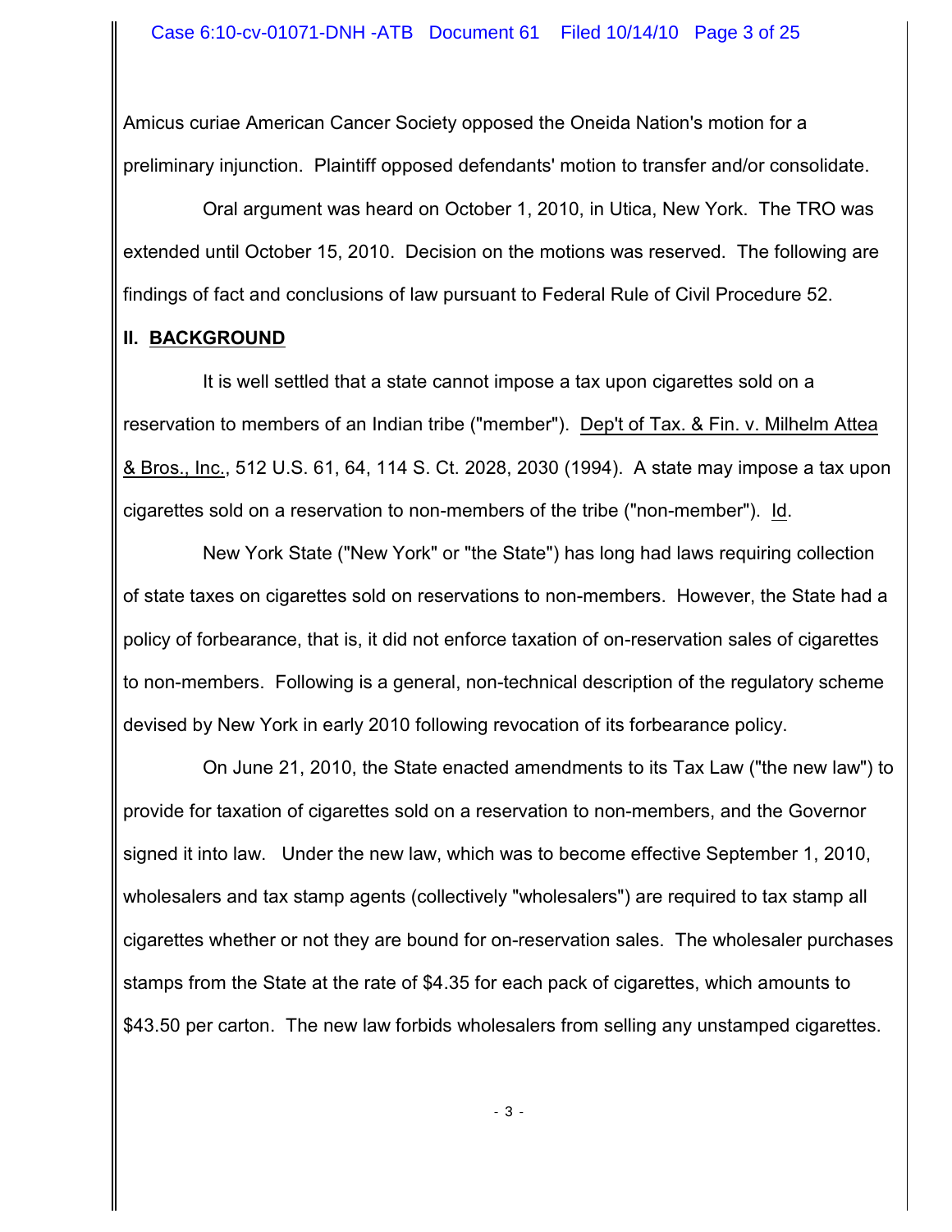Amicus curiae American Cancer Society opposed the Oneida Nation's motion for a preliminary injunction. Plaintiff opposed defendants' motion to transfer and/or consolidate.

Oral argument was heard on October 1, 2010, in Utica, New York. The TRO was extended until October 15, 2010. Decision on the motions was reserved. The following are findings of fact and conclusions of law pursuant to Federal Rule of Civil Procedure 52.

## II. BACKGROUND

It is well settled that a state cannot impose a tax upon cigarettes sold on a reservation to members of an Indian tribe ("member"). Dep't of Tax. & Fin. v. Milhelm Attea & Bros., Inc., 512 U.S. 61, 64, 114 S. Ct. 2028, 2030 (1994). A state may impose a tax upon cigarettes sold on a reservation to non-members of the tribe ("non-member"). Id.

New York State ("New York" or "the State") has long had laws requiring collection of state taxes on cigarettes sold on reservations to non-members. However, the State had a policy of forbearance, that is, it did not enforce taxation of on-reservation sales of cigarettes to non-members. Following is a general, non-technical description of the regulatory scheme devised by New York in early 2010 following revocation of its forbearance policy.

On June 21, 2010, the State enacted amendments to its Tax Law ("the new law") to provide for taxation of cigarettes sold on a reservation to non-members, and the Governor signed it into law. Under the new law, which was to become effective September 1, 2010, wholesalers and tax stamp agents (collectively "wholesalers") are required to tax stamp all cigarettes whether or not they are bound for on-reservation sales. The wholesaler purchases stamps from the State at the rate of $4.35 for each pack of cigarettes, which amounts to $43.50 per carton. The new law forbids wholesalers from selling any unstamped cigarettes.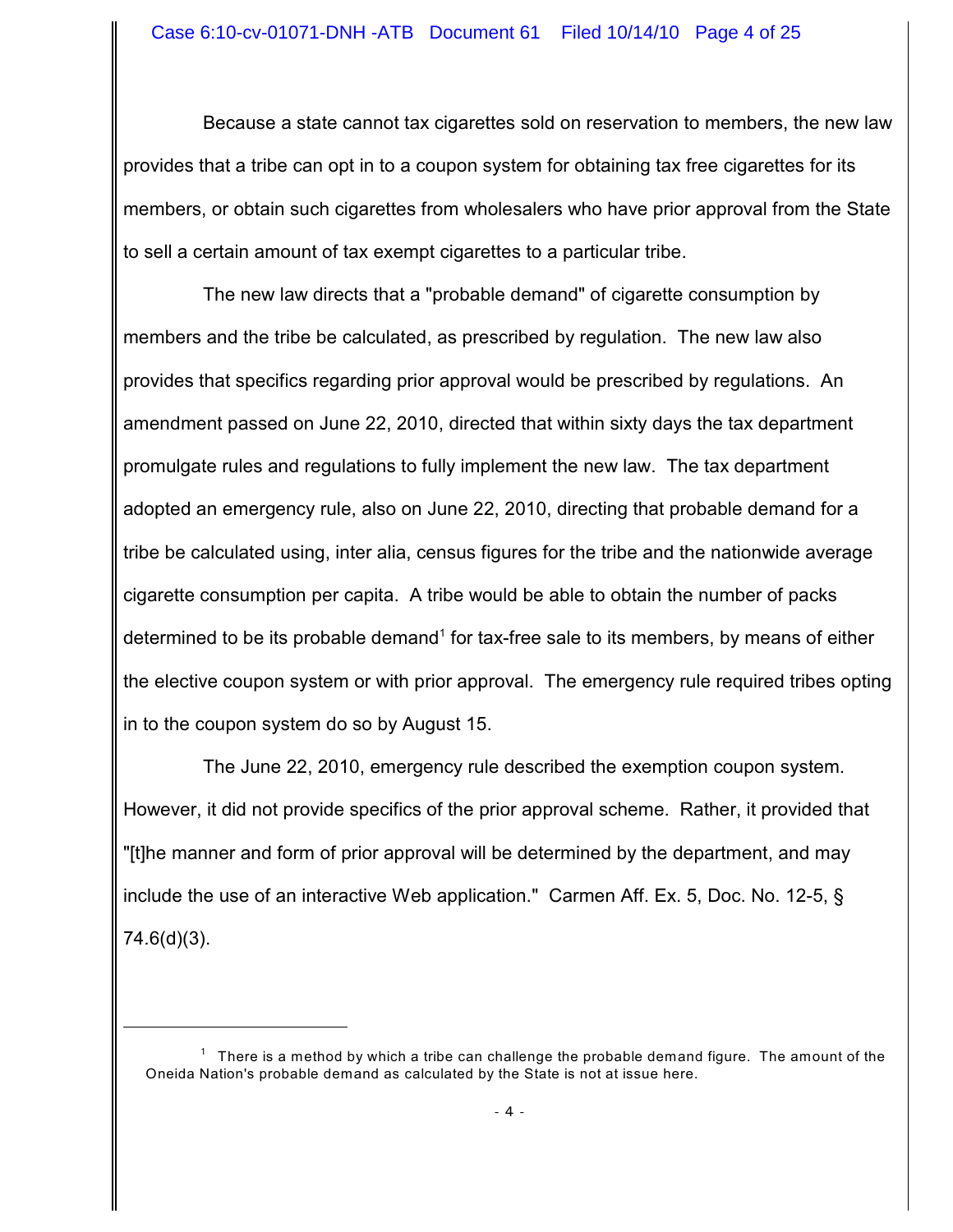Because a state cannot tax cigarettes sold on reservation to members, the new law provides that a tribe can opt in to a coupon system for obtaining tax free cigarettes for its members, or obtain such cigarettes from wholesalers who have prior approval from the State to sell a certain amount of tax exempt cigarettes to a particular tribe.

The new law directs that a "probable demand" of cigarette consumption by members and the tribe be calculated, as prescribed by regulation. The new law also provides that specifics regarding prior approval would be prescribed by regulations. An amendment passed on June 22, 2010, directed that within sixty days the tax department promulgate rules and regulations to fully implement the new law. The tax department adopted an emergency rule, also on June 22, 2010, directing that probable demand for a tribe be calculated using, inter alia, census figures for the tribe and the nationwide average cigarette consumption per capita. A tribe would be able to obtain the number of packs determined to be its probable demand[1] for tax-free sale to its members, by means of either the elective coupon system or with prior approval. The emergency rule required tribes opting in to the coupon system do so by August 15.

The June 22, 2010, emergency rule described the exemption coupon system. However, it did not provide specifics of the prior approval scheme. Rather, it provided that "[t]he manner and form of prior approval will be determined by the department, and may include the use of an interactive Web application." Carmen Aff. Ex. 5, Doc. No. 12-5, § 74.6(d)(3).

---

[1] There is a method by which a tribe can challenge the probable demand figure. The amount of the Oneida Nation's probable demand as calculated by the State is not at issue here.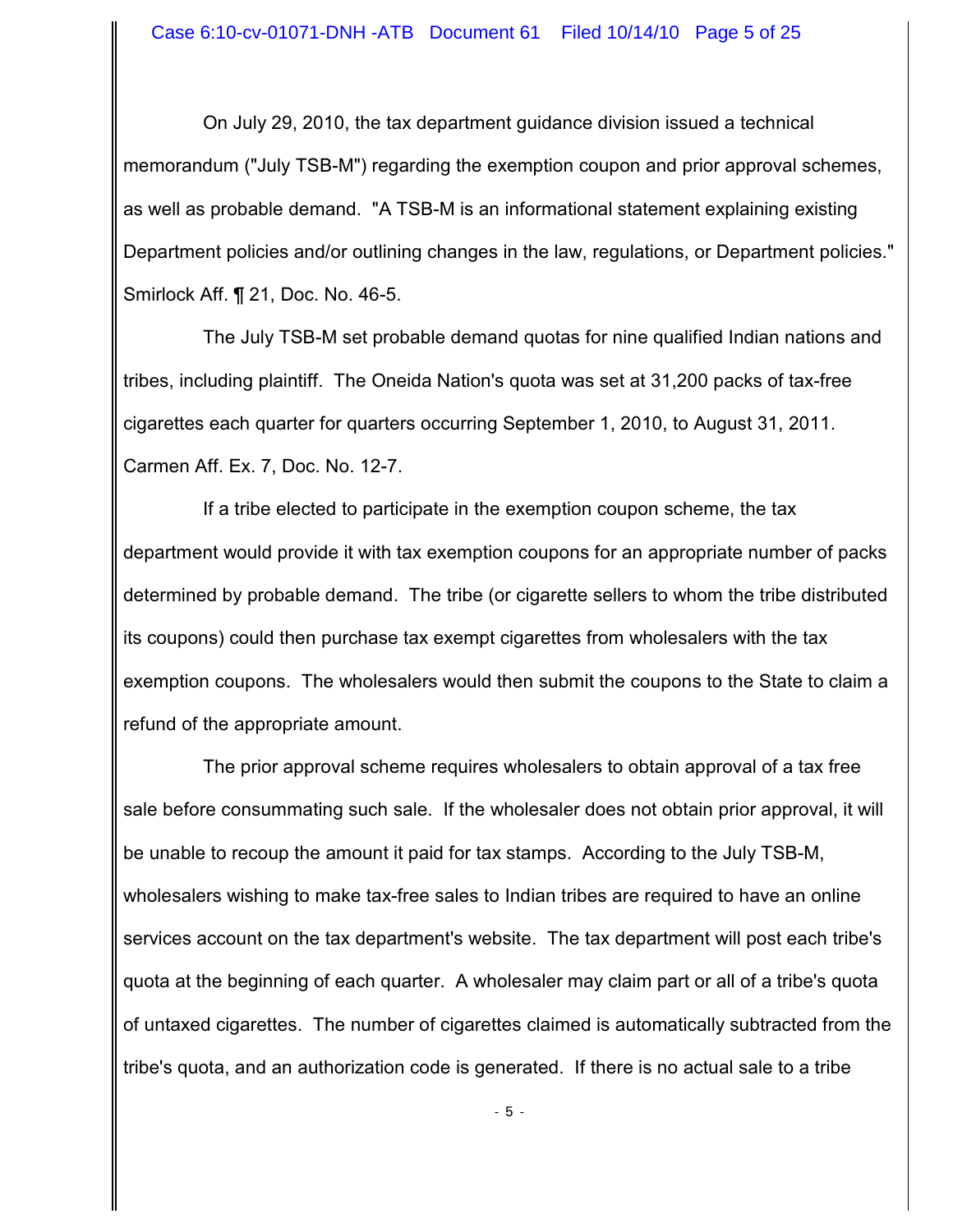On July 29, 2010, the tax department guidance division issued a technical memorandum ("July TSB-M") regarding the exemption coupon and prior approval schemes, as well as probable demand. "A TSB-M is an informational statement explaining existing Department policies and/or outlining changes in the law, regulations, or Department policies." Smirlock Aff. ¶ 21, Doc. No. 46-5.

The July TSB-M set probable demand quotas for nine qualified Indian nations and tribes, including plaintiff. The Oneida Nation's quota was set at 31,200 packs of tax-free cigarettes each quarter for quarters occurring September 1, 2010, to August 31, 2011. Carmen Aff. Ex. 7, Doc. No. 12-7.

If a tribe elected to participate in the exemption coupon scheme, the tax department would provide it with tax exemption coupons for an appropriate number of packs determined by probable demand. The tribe (or cigarette sellers to whom the tribe distributed its coupons) could then purchase tax exempt cigarettes from wholesalers with the tax exemption coupons. The wholesalers would then submit the coupons to the State to claim a refund of the appropriate amount.

The prior approval scheme requires wholesalers to obtain approval of a tax free sale before consummating such sale. If the wholesaler does not obtain prior approval, it will be unable to recoup the amount it paid for tax stamps. According to the July TSB-M, wholesalers wishing to make tax-free sales to Indian tribes are required to have an online services account on the tax department's website. The tax department will post each tribe's quota at the beginning of each quarter. A wholesaler may claim part or all of a tribe's quota of untaxed cigarettes. The number of cigarettes claimed is automatically subtracted from the tribe's quota, and an authorization code is generated. If there is no actual sale to a tribe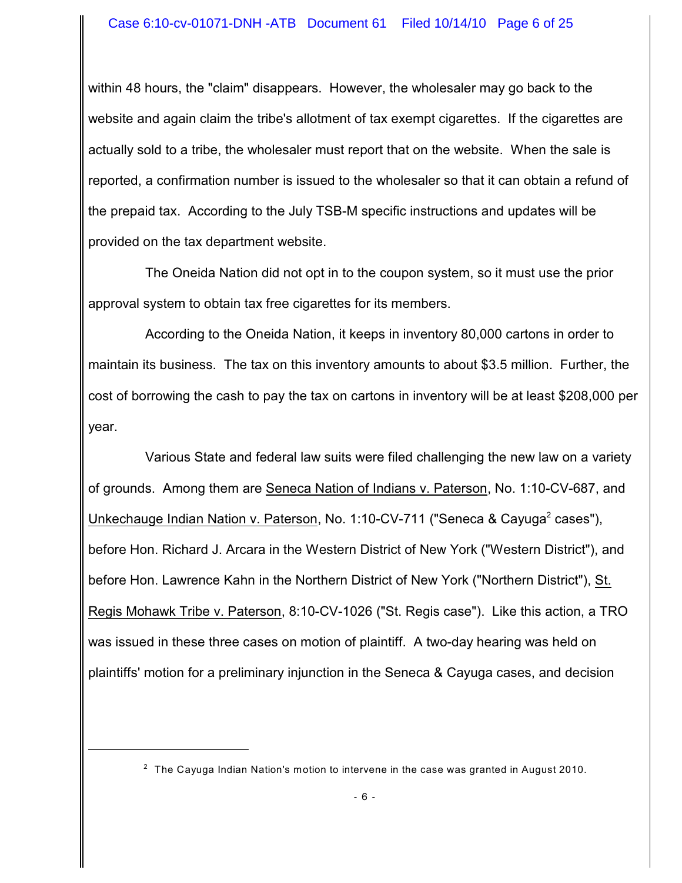within 48 hours, the "claim" disappears. However, the wholesaler may go back to the website and again claim the tribe's allotment of tax exempt cigarettes. If the cigarettes are actually sold to a tribe, the wholesaler must report that on the website. When the sale is reported, a confirmation number is issued to the wholesaler so that it can obtain a refund of the prepaid tax. According to the July TSB-M specific instructions and updates will be provided on the tax department website.

The Oneida Nation did not opt in to the coupon system, so it must use the prior approval system to obtain tax free cigarettes for its members.

According to the Oneida Nation, it keeps in inventory 80,000 cartons in order to maintain its business. The tax on this inventory amounts to about $3.5 million. Further, the cost of borrowing the cash to pay the tax on cartons in inventory will be at least $208,000 per year.

Various State and federal law suits were filed challenging the new law on a variety of grounds. Among them are Seneca Nation of Indians v. Paterson, No. 1:10-CV-687, and Unkechauge Indian Nation v. Paterson, No. 1:10-CV-711 ("Seneca & Cayuga[2] cases"), before Hon. Richard J. Arcara in the Western District of New York ("Western District"), and before Hon. Lawrence Kahn in the Northern District of New York ("Northern District"), St. Regis Mohawk Tribe v. Paterson, 8:10-CV-1026 ("St. Regis case"). Like this action, a TRO was issued in these three cases on motion of plaintiff. A two-day hearing was held on plaintiffs' motion for a preliminary injunction in the Seneca & Cayuga cases, and decision

[2] The Cayuga Indian Nation's motion to intervene in the case was granted in August 2010.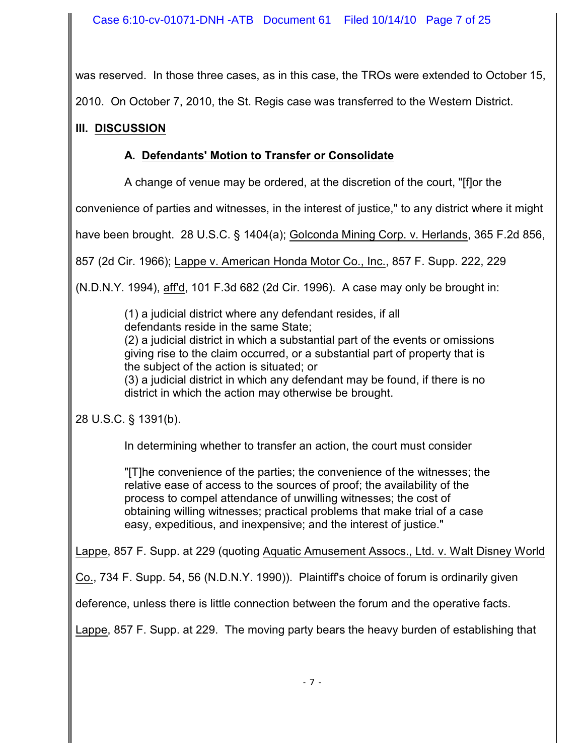was reserved. In those three cases, as in this case, the TROs were extended to October 15, 2010. On October 7, 2010, the St. Regis case was transferred to the Western District.

## III. DISCUSSION

### A. Defendants' Motion to Transfer or Consolidate

A change of venue may be ordered, at the discretion of the court, "[f]or the convenience of parties and witnesses, in the interest of justice," to any district where it might have been brought. 28 U.S.C. § 1404(a); Golconda Mining Corp. v. Herlands, 365 F.2d 856, 857 (2d Cir. 1966); Lappe v. American Honda Motor Co., Inc., 857 F. Supp. 222, 229 (N.D.N.Y. 1994), aff'd, 101 F.3d 682 (2d Cir. 1996). A case may only be brought in:

> (1) a judicial district where any defendant resides, if all defendants reside in the same State;
> (2) a judicial district in which a substantial part of the events or omissions giving rise to the claim occurred, or a substantial part of property that is the subject of the action is situated; or
> (3) a judicial district in which any defendant may be found, if there is no district in which the action may otherwise be brought.

28 U.S.C. § 1391(b).

In determining whether to transfer an action, the court must consider

> "[T]he convenience of the parties; the convenience of the witnesses; the relative ease of access to the sources of proof; the availability of the process to compel attendance of unwilling witnesses; the cost of obtaining willing witnesses; practical problems that make trial of a case easy, expeditious, and inexpensive; and the interest of justice."

Lappe, 857 F. Supp. at 229 (quoting Aquatic Amusement Assocs., Ltd. v. Walt Disney World Co., 734 F. Supp. 54, 56 (N.D.N.Y. 1990)). Plaintiff's choice of forum is ordinarily given deference, unless there is little connection between the forum and the operative facts. Lappe, 857 F. Supp. at 229. The moving party bears the heavy burden of establishing that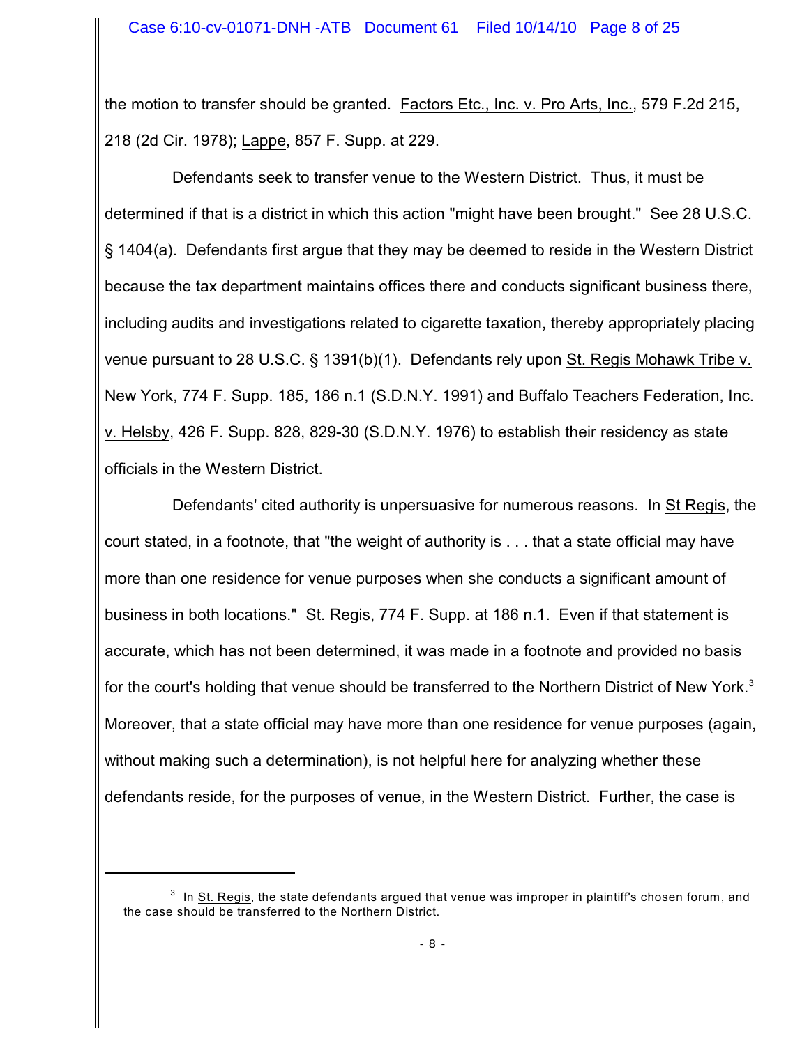the motion to transfer should be granted. Factors Etc., Inc. v. Pro Arts, Inc., 579 F.2d 215, 218 (2d Cir. 1978); Lappe, 857 F. Supp. at 229.

Defendants seek to transfer venue to the Western District. Thus, it must be determined if that is a district in which this action "might have been brought." See 28 U.S.C. § 1404(a). Defendants first argue that they may be deemed to reside in the Western District because the tax department maintains offices there and conducts significant business there, including audits and investigations related to cigarette taxation, thereby appropriately placing venue pursuant to 28 U.S.C. § 1391(b)(1). Defendants rely upon St. Regis Mohawk Tribe v. New York, 774 F. Supp. 185, 186 n.1 (S.D.N.Y. 1991) and Buffalo Teachers Federation, Inc. v. Helsby, 426 F. Supp. 828, 829-30 (S.D.N.Y. 1976) to establish their residency as state officials in the Western District.

Defendants' cited authority is unpersuasive for numerous reasons. In St Regis, the court stated, in a footnote, that "the weight of authority is . . . that a state official may have more than one residence for venue purposes when she conducts a significant amount of business in both locations." St. Regis, 774 F. Supp. at 186 n.1. Even if that statement is accurate, which has not been determined, it was made in a footnote and provided no basis for the court's holding that venue should be transferred to the Northern District of New York.[3] Moreover, that a state official may have more than one residence for venue purposes (again, without making such a determination), is not helpful here for analyzing whether these defendants reside, for the purposes of venue, in the Western District. Further, the case is

[3] In St. Regis, the state defendants argued that venue was improper in plaintiff's chosen forum, and the case should be transferred to the Northern District.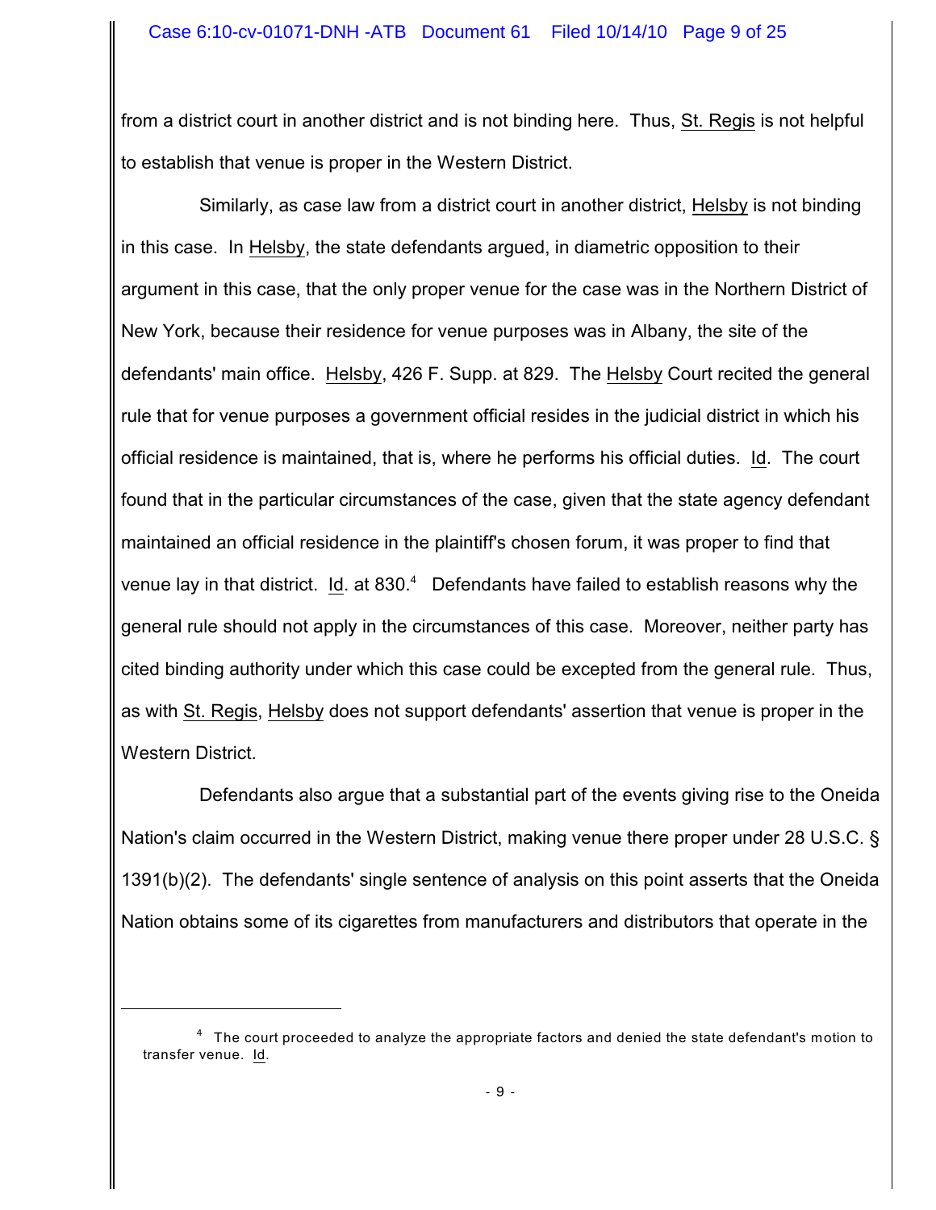from a district court in another district and is not binding here. Thus, St. Regis is not helpful to establish that venue is proper in the Western District.

Similarly, as case law from a district court in another district, Helsby is not binding in this case. In Helsby, the state defendants argued, in diametric opposition to their argument in this case, that the only proper venue for the case was in the Northern District of New York, because their residence for venue purposes was in Albany, the site of the defendants' main office. Helsby, 426 F. Supp. at 829. The Helsby Court recited the general rule that for venue purposes a government official resides in the judicial district in which his official residence is maintained, that is, where he performs his official duties. Id. The court found that in the particular circumstances of the case, given that the state agency defendant maintained an official residence in the plaintiff's chosen forum, it was proper to find that venue lay in that district. Id. at 830.[4] Defendants have failed to establish reasons why the general rule should not apply in the circumstances of this case. Moreover, neither party has cited binding authority under which this case could be excepted from the general rule. Thus, as with St. Regis, Helsby does not support defendants' assertion that venue is proper in the Western District.

Defendants also argue that a substantial part of the events giving rise to the Oneida Nation's claim occurred in the Western District, making venue there proper under 28 U.S.C. § 1391(b)(2). The defendants' single sentence of analysis on this point asserts that the Oneida Nation obtains some of its cigarettes from manufacturers and distributors that operate in the

---

[4] The court proceeded to analyze the appropriate factors and denied the state defendant's motion to transfer venue. Id.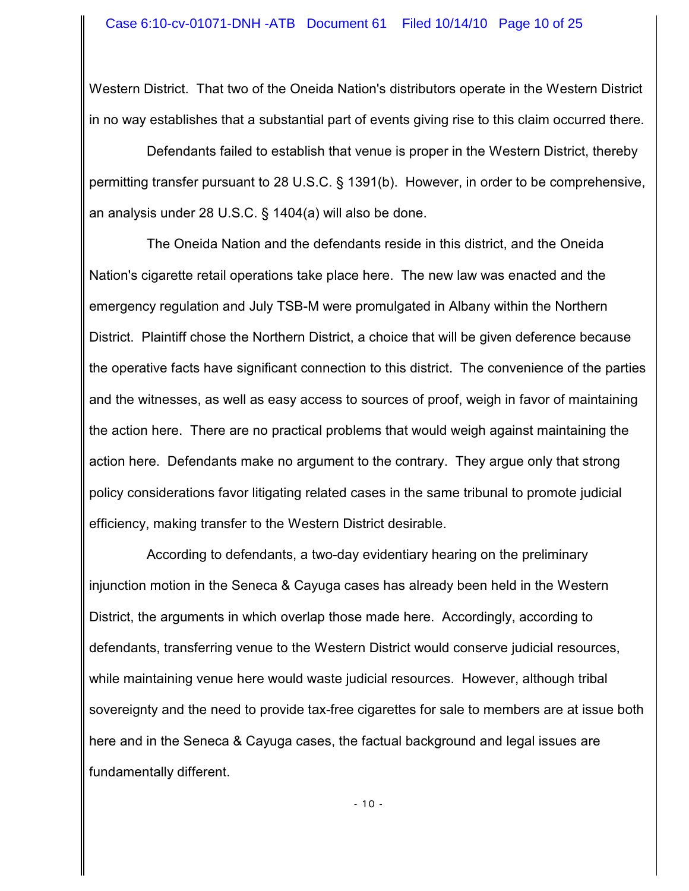Western District. That two of the Oneida Nation's distributors operate in the Western District in no way establishes that a substantial part of events giving rise to this claim occurred there.

Defendants failed to establish that venue is proper in the Western District, thereby permitting transfer pursuant to 28 U.S.C. § 1391(b). However, in order to be comprehensive, an analysis under 28 U.S.C. § 1404(a) will also be done.

The Oneida Nation and the defendants reside in this district, and the Oneida Nation's cigarette retail operations take place here. The new law was enacted and the emergency regulation and July TSB-M were promulgated in Albany within the Northern District. Plaintiff chose the Northern District, a choice that will be given deference because the operative facts have significant connection to this district. The convenience of the parties and the witnesses, as well as easy access to sources of proof, weigh in favor of maintaining the action here. There are no practical problems that would weigh against maintaining the action here. Defendants make no argument to the contrary. They argue only that strong policy considerations favor litigating related cases in the same tribunal to promote judicial efficiency, making transfer to the Western District desirable.

According to defendants, a two-day evidentiary hearing on the preliminary injunction motion in the Seneca & Cayuga cases has already been held in the Western District, the arguments in which overlap those made here. Accordingly, according to defendants, transferring venue to the Western District would conserve judicial resources, while maintaining venue here would waste judicial resources. However, although tribal sovereignty and the need to provide tax-free cigarettes for sale to members are at issue both here and in the Seneca & Cayuga cases, the factual background and legal issues are fundamentally different.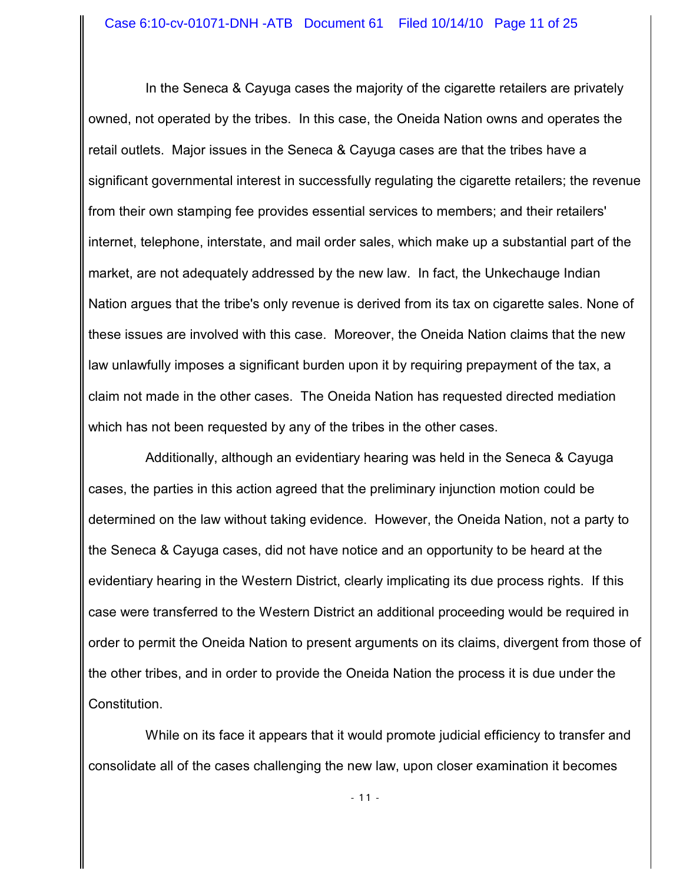In the Seneca & Cayuga cases the majority of the cigarette retailers are privately owned, not operated by the tribes. In this case, the Oneida Nation owns and operates the retail outlets. Major issues in the Seneca & Cayuga cases are that the tribes have a significant governmental interest in successfully regulating the cigarette retailers; the revenue from their own stamping fee provides essential services to members; and their retailers' internet, telephone, interstate, and mail order sales, which make up a substantial part of the market, are not adequately addressed by the new law. In fact, the Unkechauge Indian Nation argues that the tribe's only revenue is derived from its tax on cigarette sales. None of these issues are involved with this case. Moreover, the Oneida Nation claims that the new law unlawfully imposes a significant burden upon it by requiring prepayment of the tax, a claim not made in the other cases. The Oneida Nation has requested directed mediation which has not been requested by any of the tribes in the other cases.

Additionally, although an evidentiary hearing was held in the Seneca & Cayuga cases, the parties in this action agreed that the preliminary injunction motion could be determined on the law without taking evidence. However, the Oneida Nation, not a party to the Seneca & Cayuga cases, did not have notice and an opportunity to be heard at the evidentiary hearing in the Western District, clearly implicating its due process rights. If this case were transferred to the Western District an additional proceeding would be required in order to permit the Oneida Nation to present arguments on its claims, divergent from those of the other tribes, and in order to provide the Oneida Nation the process it is due under the Constitution.

While on its face it appears that it would promote judicial efficiency to transfer and consolidate all of the cases challenging the new law, upon closer examination it becomes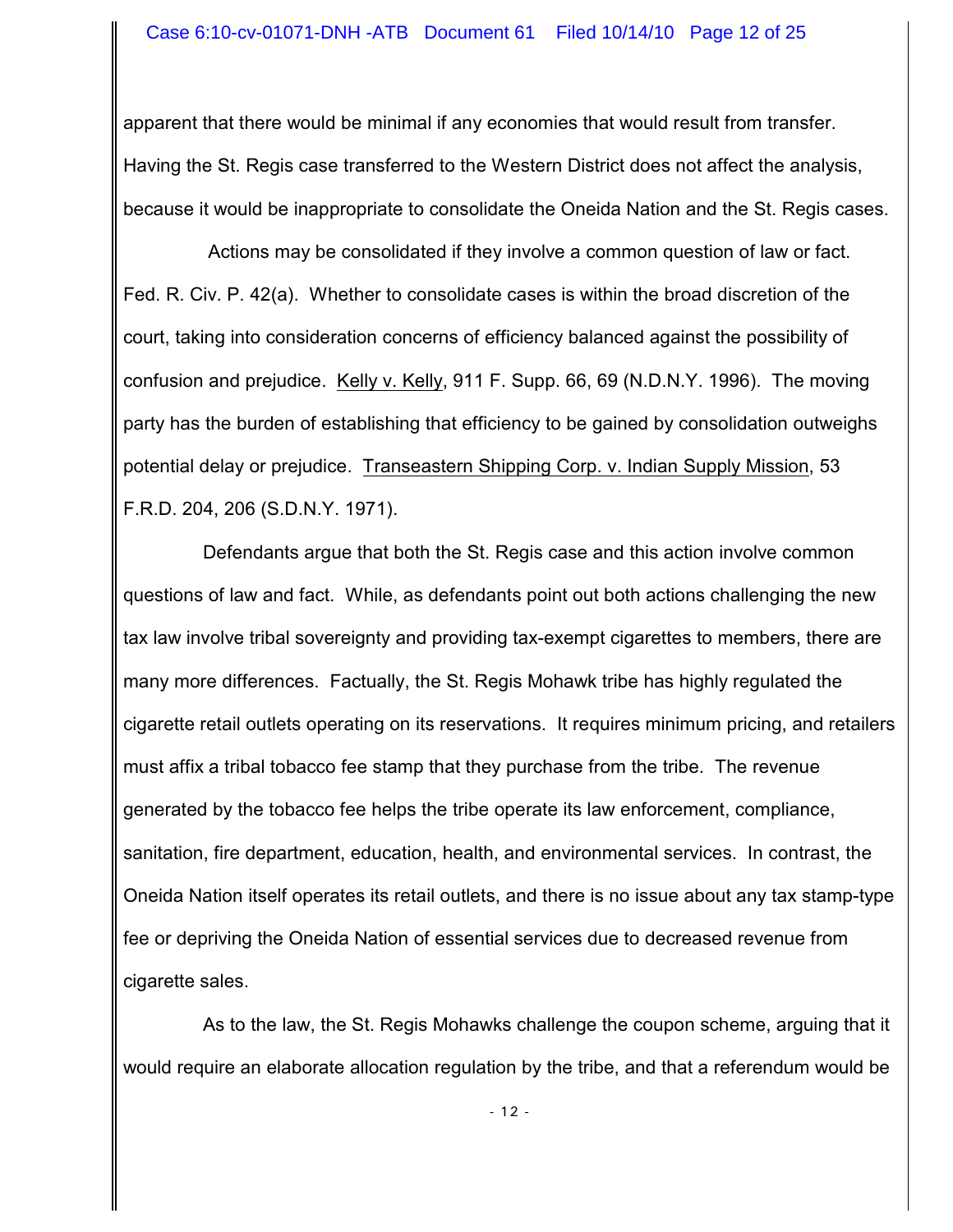apparent that there would be minimal if any economies that would result from transfer. Having the St. Regis case transferred to the Western District does not affect the analysis, because it would be inappropriate to consolidate the Oneida Nation and the St. Regis cases.

Actions may be consolidated if they involve a common question of law or fact. Fed. R. Civ. P. 42(a). Whether to consolidate cases is within the broad discretion of the court, taking into consideration concerns of efficiency balanced against the possibility of confusion and prejudice. Kelly v. Kelly, 911 F. Supp. 66, 69 (N.D.N.Y. 1996). The moving party has the burden of establishing that efficiency to be gained by consolidation outweighs potential delay or prejudice. Transeastern Shipping Corp. v. Indian Supply Mission, 53 F.R.D. 204, 206 (S.D.N.Y. 1971).

Defendants argue that both the St. Regis case and this action involve common questions of law and fact. While, as defendants point out both actions challenging the new tax law involve tribal sovereignty and providing tax-exempt cigarettes to members, there are many more differences. Factually, the St. Regis Mohawk tribe has highly regulated the cigarette retail outlets operating on its reservations. It requires minimum pricing, and retailers must affix a tribal tobacco fee stamp that they purchase from the tribe. The revenue generated by the tobacco fee helps the tribe operate its law enforcement, compliance, sanitation, fire department, education, health, and environmental services. In contrast, the Oneida Nation itself operates its retail outlets, and there is no issue about any tax stamp-type fee or depriving the Oneida Nation of essential services due to decreased revenue from cigarette sales.

As to the law, the St. Regis Mohawks challenge the coupon scheme, arguing that it would require an elaborate allocation regulation by the tribe, and that a referendum would be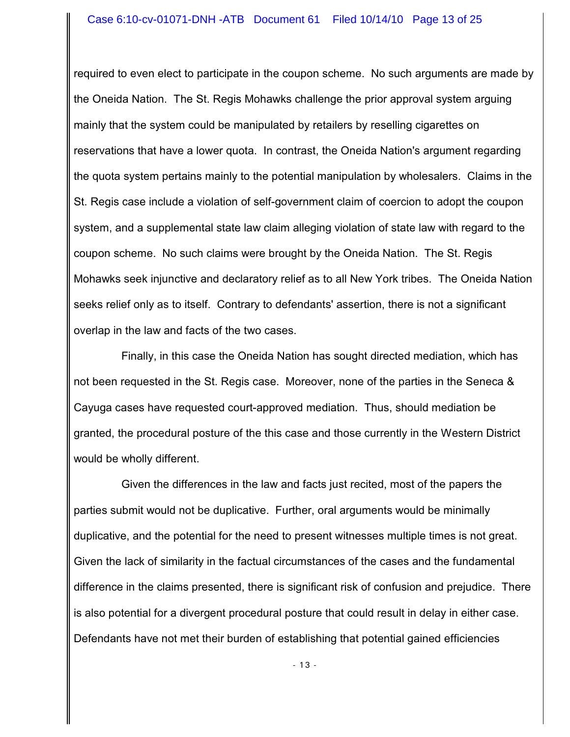required to even elect to participate in the coupon scheme. No such arguments are made by the Oneida Nation. The St. Regis Mohawks challenge the prior approval system arguing mainly that the system could be manipulated by retailers by reselling cigarettes on reservations that have a lower quota. In contrast, the Oneida Nation's argument regarding the quota system pertains mainly to the potential manipulation by wholesalers. Claims in the St. Regis case include a violation of self-government claim of coercion to adopt the coupon system, and a supplemental state law claim alleging violation of state law with regard to the coupon scheme. No such claims were brought by the Oneida Nation. The St. Regis Mohawks seek injunctive and declaratory relief as to all New York tribes. The Oneida Nation seeks relief only as to itself. Contrary to defendants' assertion, there is not a significant overlap in the law and facts of the two cases.

Finally, in this case the Oneida Nation has sought directed mediation, which has not been requested in the St. Regis case. Moreover, none of the parties in the Seneca & Cayuga cases have requested court-approved mediation. Thus, should mediation be granted, the procedural posture of the this case and those currently in the Western District would be wholly different.

Given the differences in the law and facts just recited, most of the papers the parties submit would not be duplicative. Further, oral arguments would be minimally duplicative, and the potential for the need to present witnesses multiple times is not great. Given the lack of similarity in the factual circumstances of the cases and the fundamental difference in the claims presented, there is significant risk of confusion and prejudice. There is also potential for a divergent procedural posture that could result in delay in either case. Defendants have not met their burden of establishing that potential gained efficiencies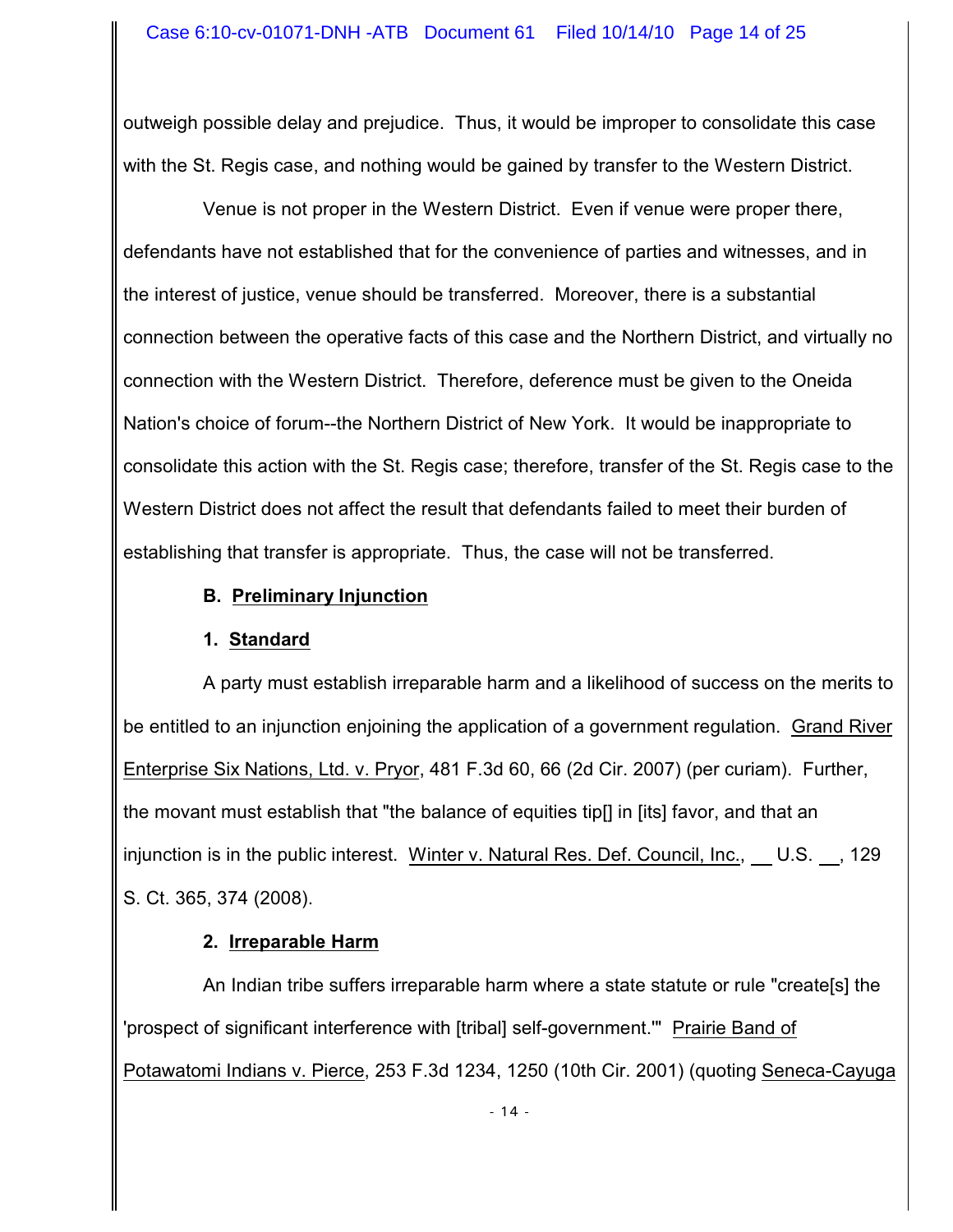outweigh possible delay and prejudice. Thus, it would be improper to consolidate this case with the St. Regis case, and nothing would be gained by transfer to the Western District.

Venue is not proper in the Western District. Even if venue were proper there, defendants have not established that for the convenience of parties and witnesses, and in the interest of justice, venue should be transferred. Moreover, there is a substantial connection between the operative facts of this case and the Northern District, and virtually no connection with the Western District. Therefore, deference must be given to the Oneida Nation's choice of forum--the Northern District of New York. It would be inappropriate to consolidate this action with the St. Regis case; therefore, transfer of the St. Regis case to the Western District does not affect the result that defendants failed to meet their burden of establishing that transfer is appropriate. Thus, the case will not be transferred.

**B. Preliminary Injunction**

**1. Standard**

A party must establish irreparable harm and a likelihood of success on the merits to be entitled to an injunction enjoining the application of a government regulation. Grand River Enterprise Six Nations, Ltd. v. Pryor, 481 F.3d 60, 66 (2d Cir. 2007) (per curiam). Further, the movant must establish that "the balance of equities tip[] in [its] favor, and that an injunction is in the public interest. Winter v. Natural Res. Def. Council, Inc., __ U.S. __, 129 S. Ct. 365, 374 (2008).

**2. Irreparable Harm**

An Indian tribe suffers irreparable harm where a state statute or rule "create[s] the 'prospect of significant interference with [tribal] self-government.'" Prairie Band of Potawatomi Indians v. Pierce, 253 F.3d 1234, 1250 (10th Cir. 2001) (quoting Seneca-Cayuga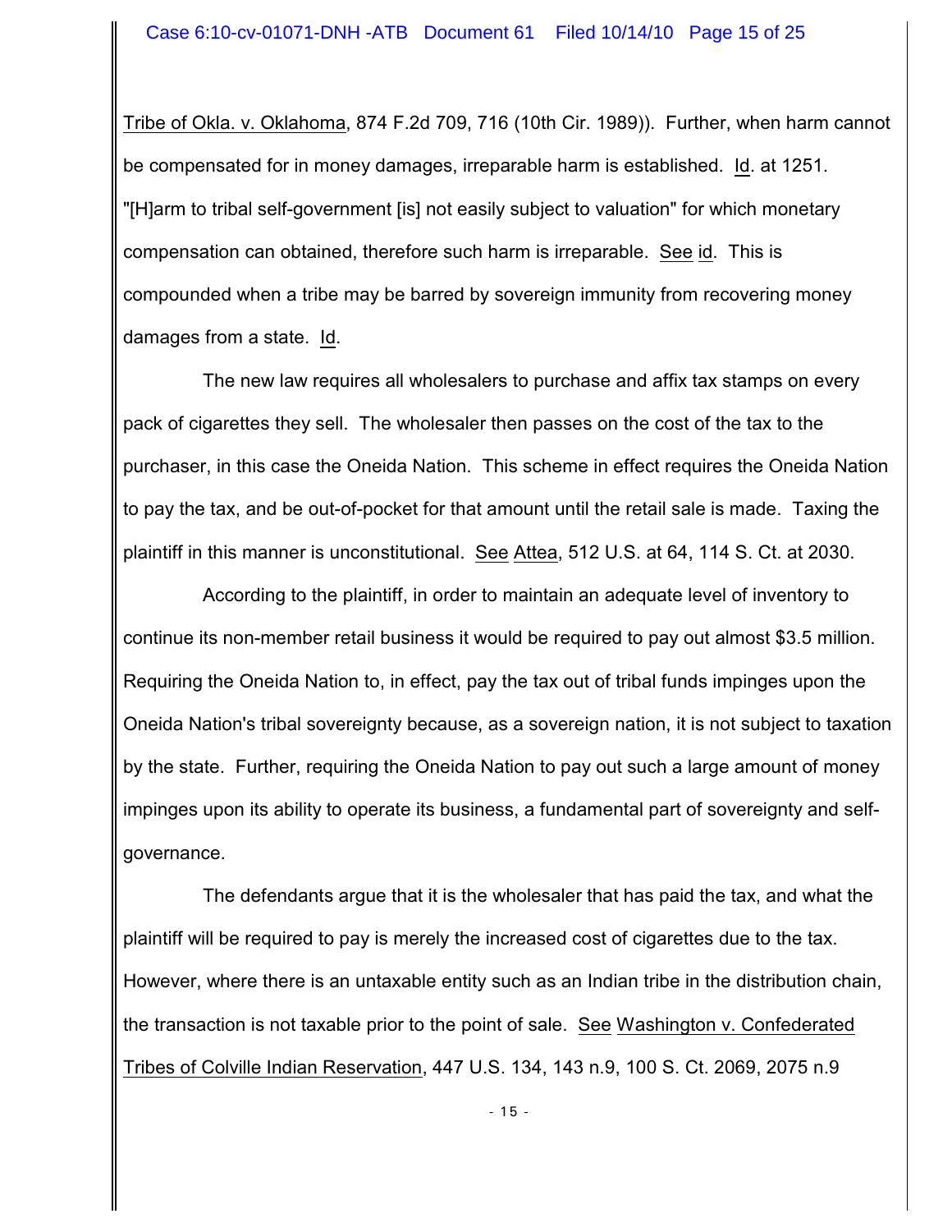Tribe of Okla. v. Oklahoma, 874 F.2d 709, 716 (10th Cir. 1989)). Further, when harm cannot be compensated for in money damages, irreparable harm is established. Id. at 1251. "[H]arm to tribal self-government [is] not easily subject to valuation" for which monetary compensation can obtained, therefore such harm is irreparable. See id. This is compounded when a tribe may be barred by sovereign immunity from recovering money damages from a state. Id.

The new law requires all wholesalers to purchase and affix tax stamps on every pack of cigarettes they sell. The wholesaler then passes on the cost of the tax to the purchaser, in this case the Oneida Nation. This scheme in effect requires the Oneida Nation to pay the tax, and be out-of-pocket for that amount until the retail sale is made. Taxing the plaintiff in this manner is unconstitutional. See Attea, 512 U.S. at 64, 114 S. Ct. at 2030.

According to the plaintiff, in order to maintain an adequate level of inventory to continue its non-member retail business it would be required to pay out almost $3.5 million. Requiring the Oneida Nation to, in effect, pay the tax out of tribal funds impinges upon the Oneida Nation's tribal sovereignty because, as a sovereign nation, it is not subject to taxation by the state. Further, requiring the Oneida Nation to pay out such a large amount of money impinges upon its ability to operate its business, a fundamental part of sovereignty and self-governance.

The defendants argue that it is the wholesaler that has paid the tax, and what the plaintiff will be required to pay is merely the increased cost of cigarettes due to the tax. However, where there is an untaxable entity such as an Indian tribe in the distribution chain, the transaction is not taxable prior to the point of sale. See Washington v. Confederated Tribes of Colville Indian Reservation, 447 U.S. 134, 143 n.9, 100 S. Ct. 2069, 2075 n.9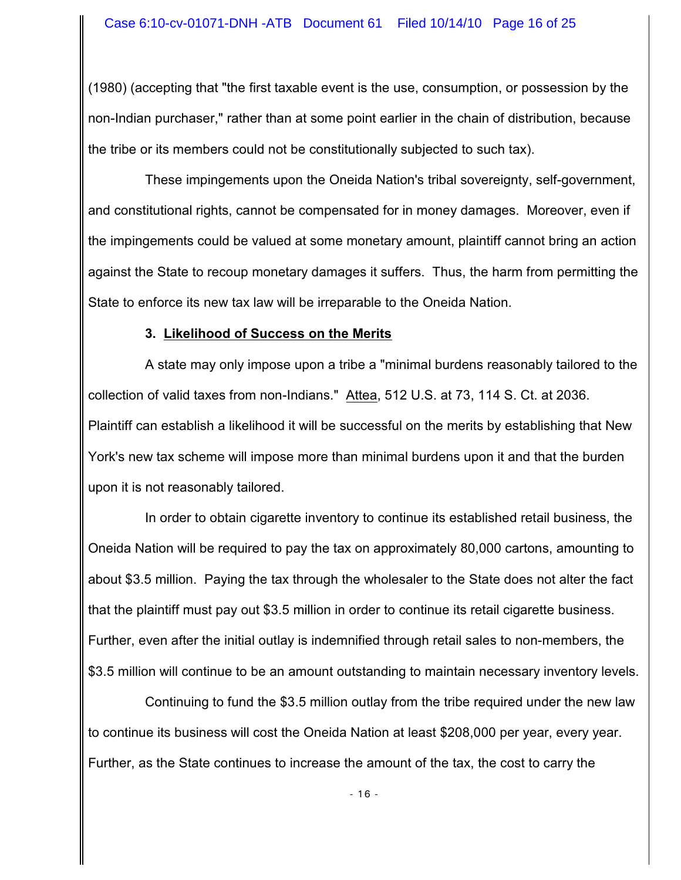(1980) (accepting that "the first taxable event is the use, consumption, or possession by the non-Indian purchaser," rather than at some point earlier in the chain of distribution, because the tribe or its members could not be constitutionally subjected to such tax).

These impingements upon the Oneida Nation's tribal sovereignty, self-government, and constitutional rights, cannot be compensated for in money damages. Moreover, even if the impingements could be valued at some monetary amount, plaintiff cannot bring an action against the State to recoup monetary damages it suffers. Thus, the harm from permitting the State to enforce its new tax law will be irreparable to the Oneida Nation.

### 3. Likelihood of Success on the Merits

A state may only impose upon a tribe a "minimal burdens reasonably tailored to the collection of valid taxes from non-Indians." Attea, 512 U.S. at 73, 114 S. Ct. at 2036. Plaintiff can establish a likelihood it will be successful on the merits by establishing that New York's new tax scheme will impose more than minimal burdens upon it and that the burden upon it is not reasonably tailored.

In order to obtain cigarette inventory to continue its established retail business, the Oneida Nation will be required to pay the tax on approximately 80,000 cartons, amounting to about $3.5 million. Paying the tax through the wholesaler to the State does not alter the fact that the plaintiff must pay out $3.5 million in order to continue its retail cigarette business. Further, even after the initial outlay is indemnified through retail sales to non-members, the $3.5 million will continue to be an amount outstanding to maintain necessary inventory levels.

Continuing to fund the $3.5 million outlay from the tribe required under the new law to continue its business will cost the Oneida Nation at least $208,000 per year, every year. Further, as the State continues to increase the amount of the tax, the cost to carry the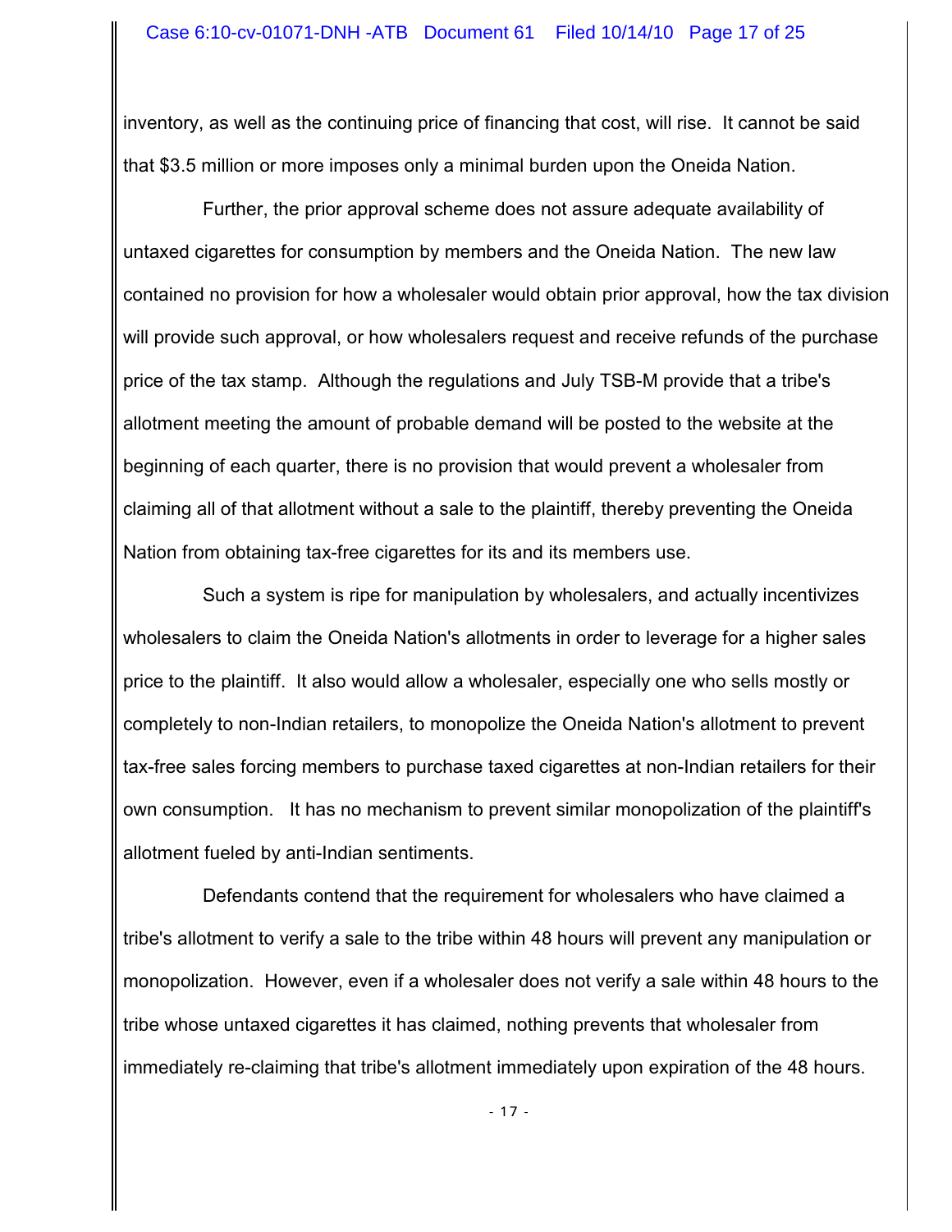inventory, as well as the continuing price of financing that cost, will rise. It cannot be said that $3.5 million or more imposes only a minimal burden upon the Oneida Nation.

Further, the prior approval scheme does not assure adequate availability of untaxed cigarettes for consumption by members and the Oneida Nation. The new law contained no provision for how a wholesaler would obtain prior approval, how the tax division will provide such approval, or how wholesalers request and receive refunds of the purchase price of the tax stamp. Although the regulations and July TSB-M provide that a tribe's allotment meeting the amount of probable demand will be posted to the website at the beginning of each quarter, there is no provision that would prevent a wholesaler from claiming all of that allotment without a sale to the plaintiff, thereby preventing the Oneida Nation from obtaining tax-free cigarettes for its and its members use.

Such a system is ripe for manipulation by wholesalers, and actually incentivizes wholesalers to claim the Oneida Nation's allotments in order to leverage for a higher sales price to the plaintiff. It also would allow a wholesaler, especially one who sells mostly or completely to non-Indian retailers, to monopolize the Oneida Nation's allotment to prevent tax-free sales forcing members to purchase taxed cigarettes at non-Indian retailers for their own consumption. It has no mechanism to prevent similar monopolization of the plaintiff's allotment fueled by anti-Indian sentiments.

Defendants contend that the requirement for wholesalers who have claimed a tribe's allotment to verify a sale to the tribe within 48 hours will prevent any manipulation or monopolization. However, even if a wholesaler does not verify a sale within 48 hours to the tribe whose untaxed cigarettes it has claimed, nothing prevents that wholesaler from immediately re-claiming that tribe's allotment immediately upon expiration of the 48 hours.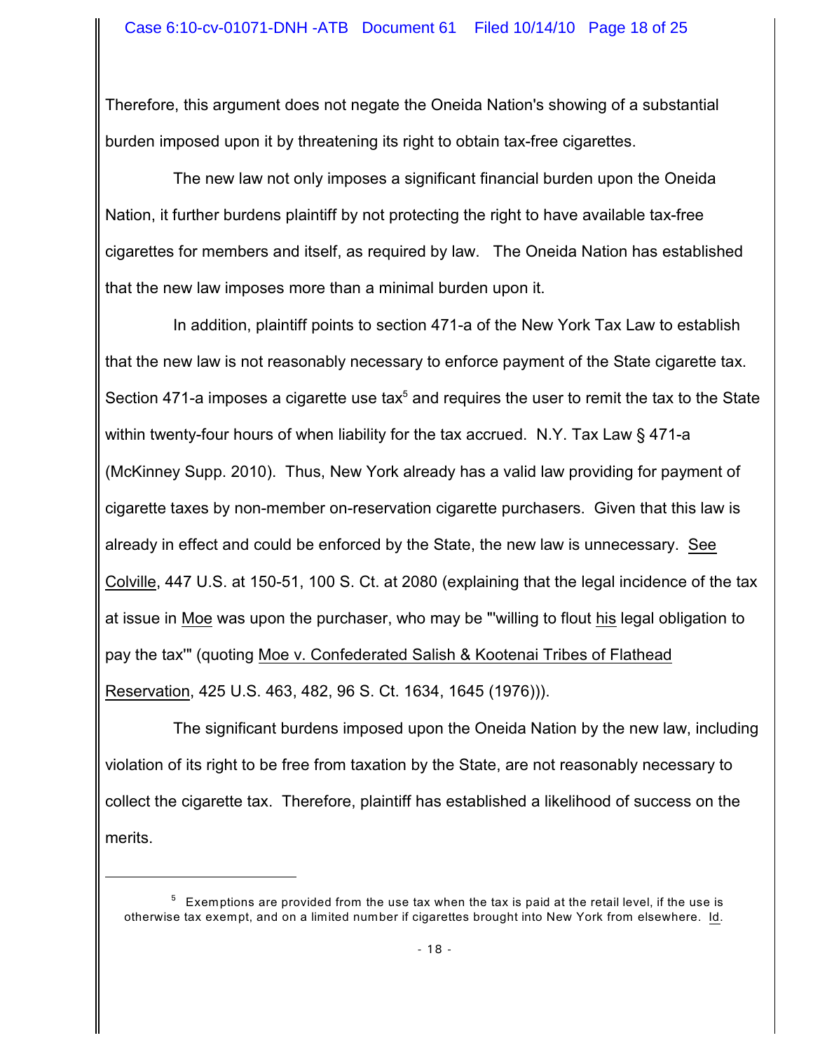Therefore, this argument does not negate the Oneida Nation's showing of a substantial burden imposed upon it by threatening its right to obtain tax-free cigarettes.

The new law not only imposes a significant financial burden upon the Oneida Nation, it further burdens plaintiff by not protecting the right to have available tax-free cigarettes for members and itself, as required by law. The Oneida Nation has established that the new law imposes more than a minimal burden upon it.

In addition, plaintiff points to section 471-a of the New York Tax Law to establish that the new law is not reasonably necessary to enforce payment of the State cigarette tax. Section 471-a imposes a cigarette use tax[5] and requires the user to remit the tax to the State within twenty-four hours of when liability for the tax accrued. N.Y. Tax Law § 471-a (McKinney Supp. 2010). Thus, New York already has a valid law providing for payment of cigarette taxes by non-member on-reservation cigarette purchasers. Given that this law is already in effect and could be enforced by the State, the new law is unnecessary. See Colville, 447 U.S. at 150-51, 100 S. Ct. at 2080 (explaining that the legal incidence of the tax at issue in Moe was upon the purchaser, who may be "'willing to flout his legal obligation to pay the tax'" (quoting Moe v. Confederated Salish & Kootenai Tribes of Flathead Reservation, 425 U.S. 463, 482, 96 S. Ct. 1634, 1645 (1976))).

The significant burdens imposed upon the Oneida Nation by the new law, including violation of its right to be free from taxation by the State, are not reasonably necessary to collect the cigarette tax. Therefore, plaintiff has established a likelihood of success on the merits.

---

[5] Exemptions are provided from the use tax when the tax is paid at the retail level, if the use is otherwise tax exempt, and on a limited number if cigarettes brought into New York from elsewhere. Id.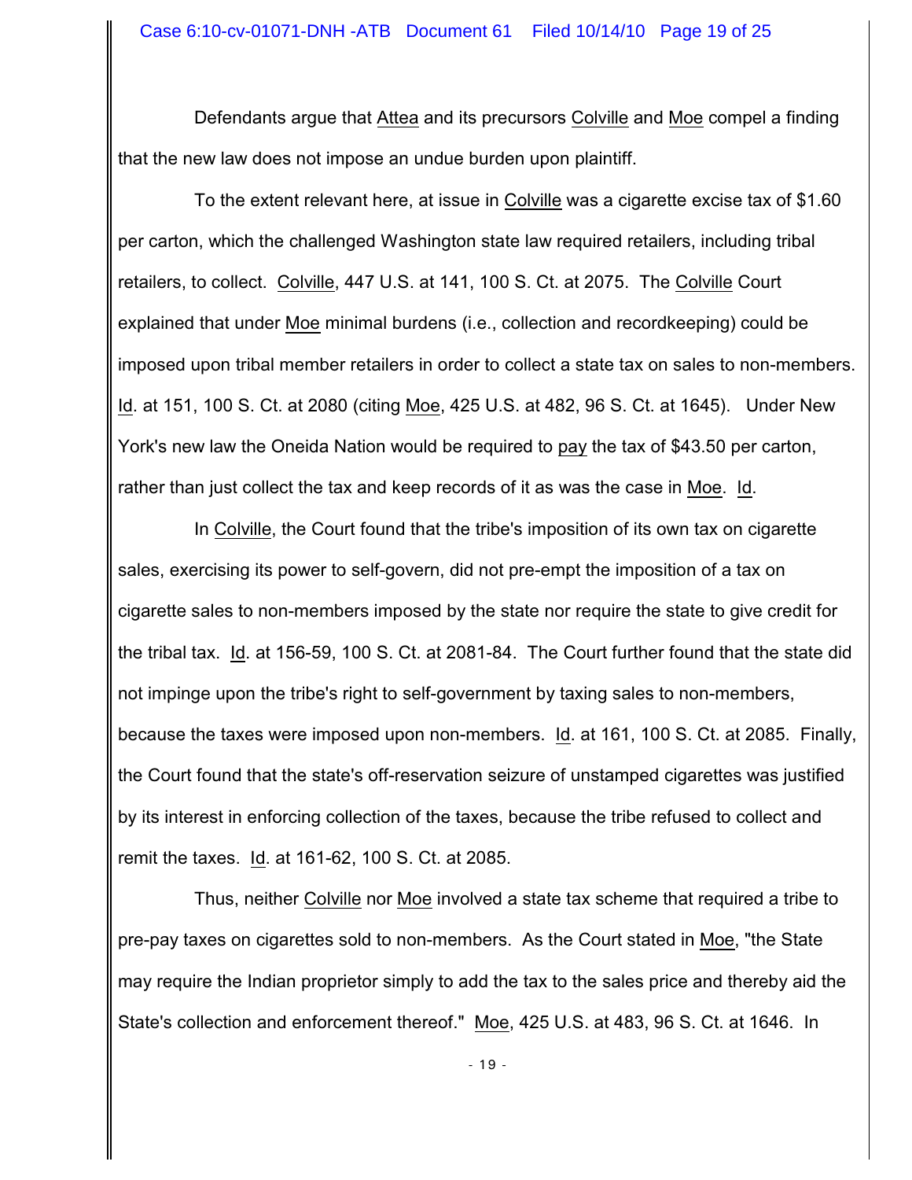Defendants argue that Attea and its precursors Colville and Moe compel a finding that the new law does not impose an undue burden upon plaintiff.

To the extent relevant here, at issue in Colville was a cigarette excise tax of $1.60 per carton, which the challenged Washington state law required retailers, including tribal retailers, to collect. Colville, 447 U.S. at 141, 100 S. Ct. at 2075. The Colville Court explained that under Moe minimal burdens (i.e., collection and recordkeeping) could be imposed upon tribal member retailers in order to collect a state tax on sales to non-members. Id. at 151, 100 S. Ct. at 2080 (citing Moe, 425 U.S. at 482, 96 S. Ct. at 1645). Under New York's new law the Oneida Nation would be required to pay the tax of $43.50 per carton, rather than just collect the tax and keep records of it as was the case in Moe. Id.

In Colville, the Court found that the tribe's imposition of its own tax on cigarette sales, exercising its power to self-govern, did not pre-empt the imposition of a tax on cigarette sales to non-members imposed by the state nor require the state to give credit for the tribal tax. Id. at 156-59, 100 S. Ct. at 2081-84. The Court further found that the state did not impinge upon the tribe's right to self-government by taxing sales to non-members, because the taxes were imposed upon non-members. Id. at 161, 100 S. Ct. at 2085. Finally, the Court found that the state's off-reservation seizure of unstamped cigarettes was justified by its interest in enforcing collection of the taxes, because the tribe refused to collect and remit the taxes. Id. at 161-62, 100 S. Ct. at 2085.

Thus, neither Colville nor Moe involved a state tax scheme that required a tribe to pre-pay taxes on cigarettes sold to non-members. As the Court stated in Moe, "the State may require the Indian proprietor simply to add the tax to the sales price and thereby aid the State's collection and enforcement thereof." Moe, 425 U.S. at 483, 96 S. Ct. at 1646. In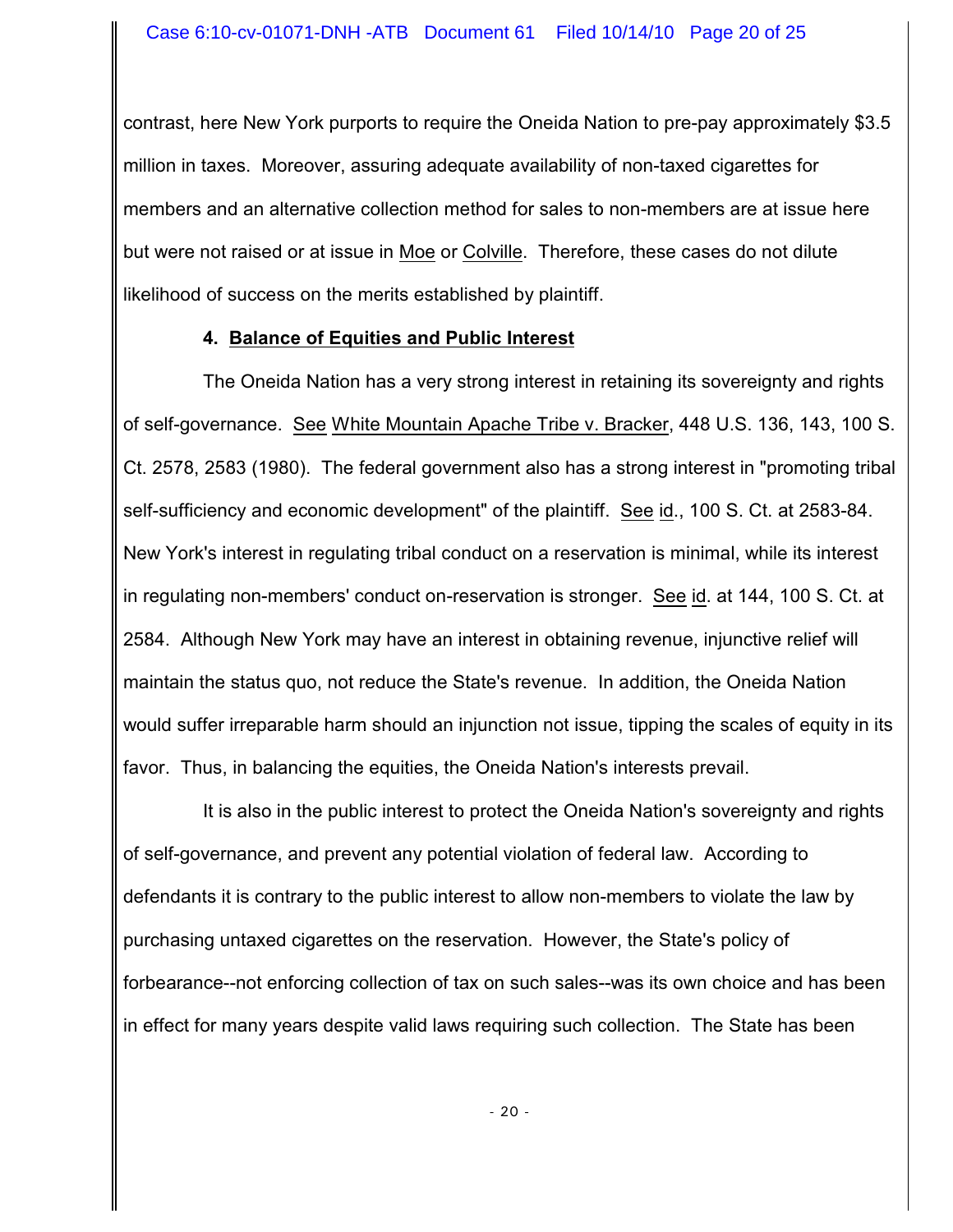contrast, here New York purports to require the Oneida Nation to pre-pay approximately $3.5 million in taxes. Moreover, assuring adequate availability of non-taxed cigarettes for members and an alternative collection method for sales to non-members are at issue here but were not raised or at issue in Moe or Colville. Therefore, these cases do not dilute likelihood of success on the merits established by plaintiff.

### 4. Balance of Equities and Public Interest

The Oneida Nation has a very strong interest in retaining its sovereignty and rights of self-governance. See White Mountain Apache Tribe v. Bracker, 448 U.S. 136, 143, 100 S. Ct. 2578, 2583 (1980). The federal government also has a strong interest in "promoting tribal self-sufficiency and economic development" of the plaintiff. See id., 100 S. Ct. at 2583-84. New York's interest in regulating tribal conduct on a reservation is minimal, while its interest in regulating non-members' conduct on-reservation is stronger. See id. at 144, 100 S. Ct. at 2584. Although New York may have an interest in obtaining revenue, injunctive relief will maintain the status quo, not reduce the State's revenue. In addition, the Oneida Nation would suffer irreparable harm should an injunction not issue, tipping the scales of equity in its favor. Thus, in balancing the equities, the Oneida Nation's interests prevail.

It is also in the public interest to protect the Oneida Nation's sovereignty and rights of self-governance, and prevent any potential violation of federal law. According to defendants it is contrary to the public interest to allow non-members to violate the law by purchasing untaxed cigarettes on the reservation. However, the State's policy of forbearance--not enforcing collection of tax on such sales--was its own choice and has been in effect for many years despite valid laws requiring such collection. The State has been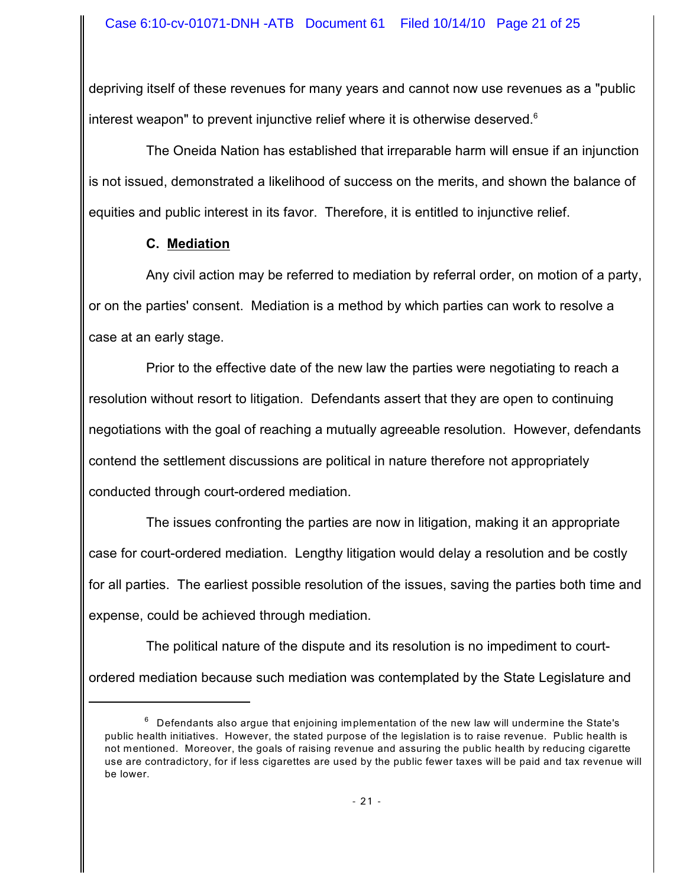depriving itself of these revenues for many years and cannot now use revenues as a "public interest weapon" to prevent injunctive relief where it is otherwise deserved.[6]

The Oneida Nation has established that irreparable harm will ensue if an injunction is not issued, demonstrated a likelihood of success on the merits, and shown the balance of equities and public interest in its favor. Therefore, it is entitled to injunctive relief.

**C. Mediation**

Any civil action may be referred to mediation by referral order, on motion of a party, or on the parties' consent. Mediation is a method by which parties can work to resolve a case at an early stage.

Prior to the effective date of the new law the parties were negotiating to reach a resolution without resort to litigation. Defendants assert that they are open to continuing negotiations with the goal of reaching a mutually agreeable resolution. However, defendants contend the settlement discussions are political in nature therefore not appropriately conducted through court-ordered mediation.

The issues confronting the parties are now in litigation, making it an appropriate case for court-ordered mediation. Lengthy litigation would delay a resolution and be costly for all parties. The earliest possible resolution of the issues, saving the parties both time and expense, could be achieved through mediation.

The political nature of the dispute and its resolution is no impediment to court-ordered mediation because such mediation was contemplated by the State Legislature and

---

[6] Defendants also argue that enjoining implementation of the new law will undermine the State's public health initiatives. However, the stated purpose of the legislation is to raise revenue. Public health is not mentioned. Moreover, the goals of raising revenue and assuring the public health by reducing cigarette use are contradictory, for if less cigarettes are used by the public fewer taxes will be paid and tax revenue will be lower.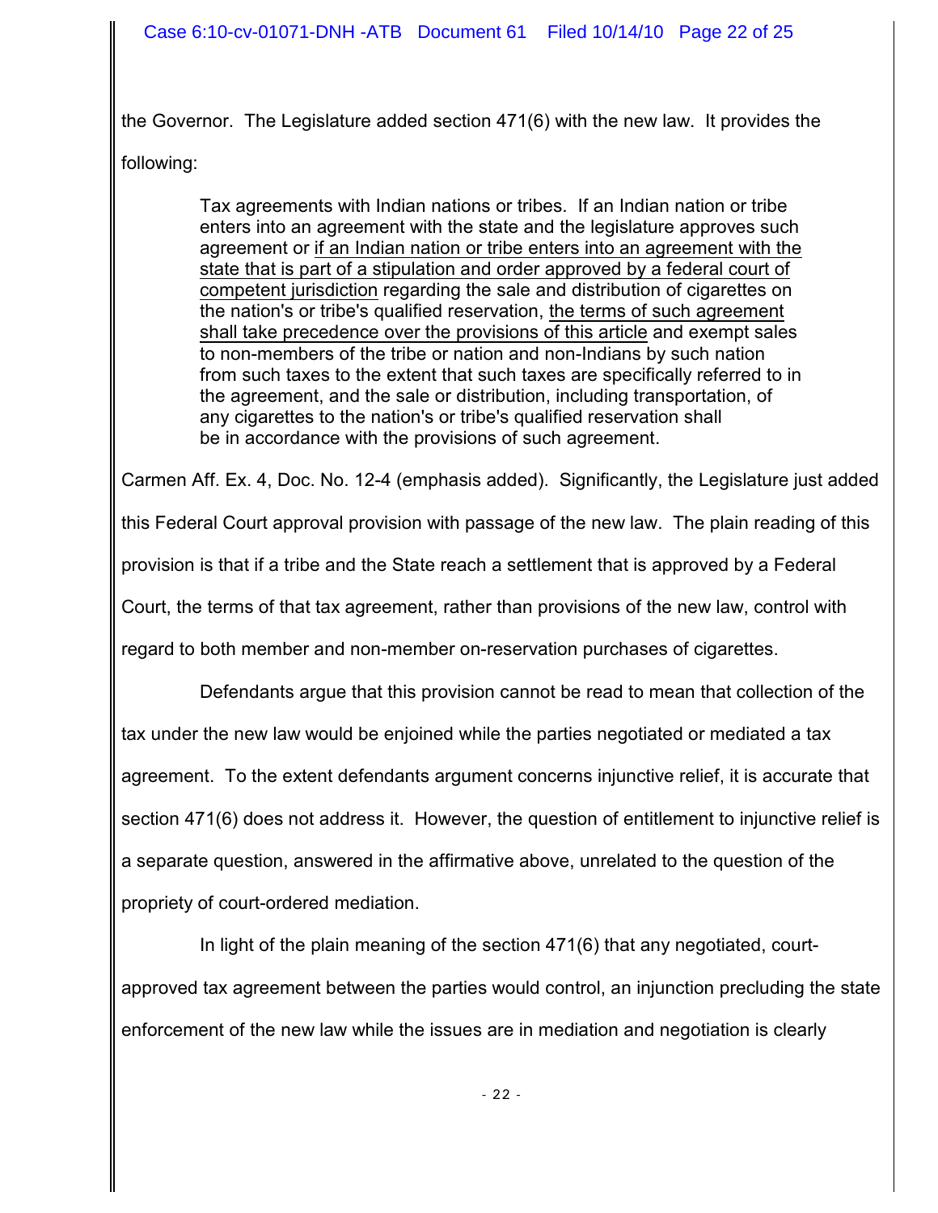the Governor. The Legislature added section 471(6) with the new law. It provides the following:

> Tax agreements with Indian nations or tribes. If an Indian nation or tribe enters into an agreement with the state and the legislature approves such agreement or <u>if an Indian nation or tribe enters into an agreement with the state that is part of a stipulation and order approved by a federal court of competent jurisdiction</u> regarding the sale and distribution of cigarettes on the nation's or tribe's qualified reservation, <u>the terms of such agreement shall take precedence over the provisions of this article</u> and exempt sales to non-members of the tribe or nation and non-Indians by such nation from such taxes to the extent that such taxes are specifically referred to in the agreement, and the sale or distribution, including transportation, of any cigarettes to the nation's or tribe's qualified reservation shall be in accordance with the provisions of such agreement.

Carmen Aff. Ex. 4, Doc. No. 12-4 (emphasis added). Significantly, the Legislature just added this Federal Court approval provision with passage of the new law. The plain reading of this provision is that if a tribe and the State reach a settlement that is approved by a Federal Court, the terms of that tax agreement, rather than provisions of the new law, control with regard to both member and non-member on-reservation purchases of cigarettes.

Defendants argue that this provision cannot be read to mean that collection of the tax under the new law would be enjoined while the parties negotiated or mediated a tax agreement. To the extent defendants argument concerns injunctive relief, it is accurate that section 471(6) does not address it. However, the question of entitlement to injunctive relief is a separate question, answered in the affirmative above, unrelated to the question of the propriety of court-ordered mediation.

In light of the plain meaning of the section 471(6) that any negotiated, court-approved tax agreement between the parties would control, an injunction precluding the state enforcement of the new law while the issues are in mediation and negotiation is clearly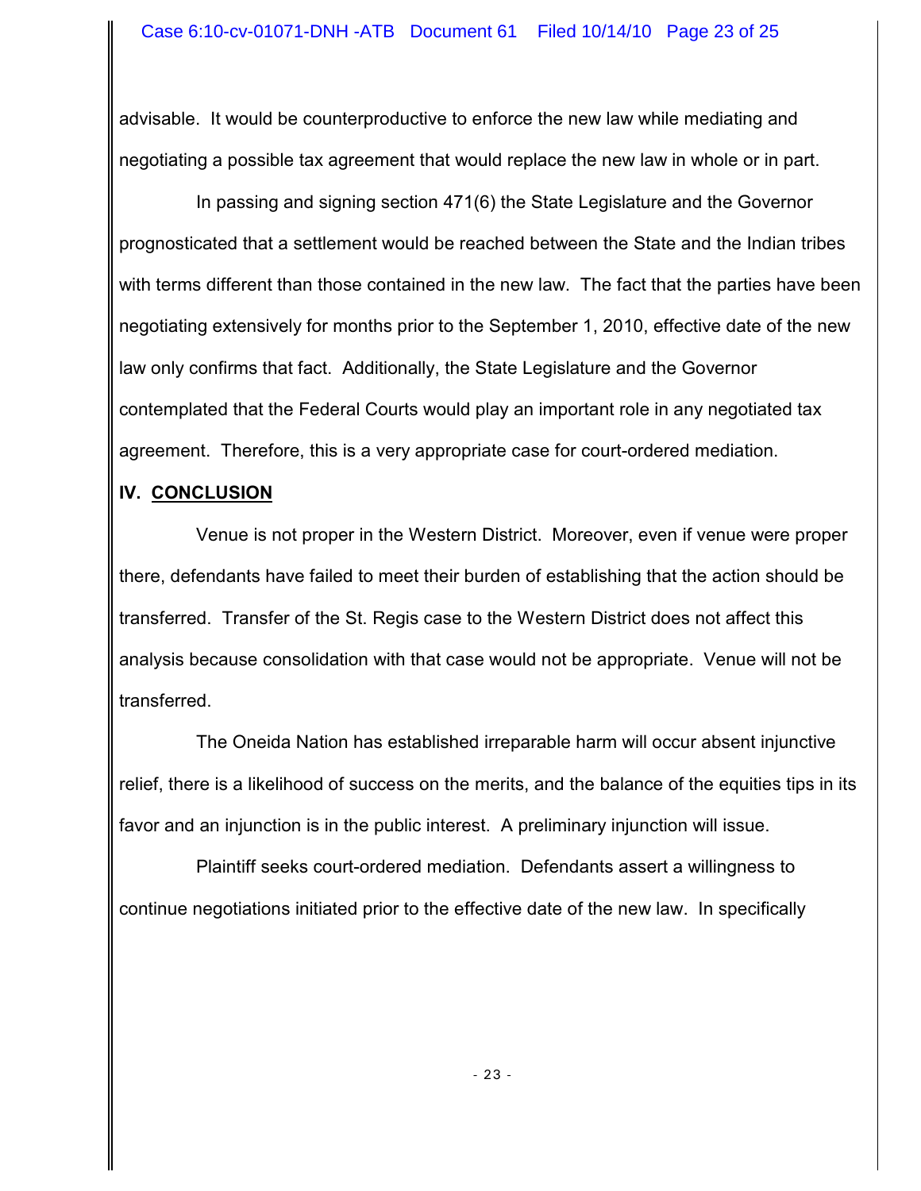advisable. It would be counterproductive to enforce the new law while mediating and negotiating a possible tax agreement that would replace the new law in whole or in part.

In passing and signing section 471(6) the State Legislature and the Governor prognosticated that a settlement would be reached between the State and the Indian tribes with terms different than those contained in the new law. The fact that the parties have been negotiating extensively for months prior to the September 1, 2010, effective date of the new law only confirms that fact. Additionally, the State Legislature and the Governor contemplated that the Federal Courts would play an important role in any negotiated tax agreement. Therefore, this is a very appropriate case for court-ordered mediation.

## IV. CONCLUSION

Venue is not proper in the Western District. Moreover, even if venue were proper there, defendants have failed to meet their burden of establishing that the action should be transferred. Transfer of the St. Regis case to the Western District does not affect this analysis because consolidation with that case would not be appropriate. Venue will not be transferred.

The Oneida Nation has established irreparable harm will occur absent injunctive relief, there is a likelihood of success on the merits, and the balance of the equities tips in its favor and an injunction is in the public interest. A preliminary injunction will issue.

Plaintiff seeks court-ordered mediation. Defendants assert a willingness to continue negotiations initiated prior to the effective date of the new law. In specifically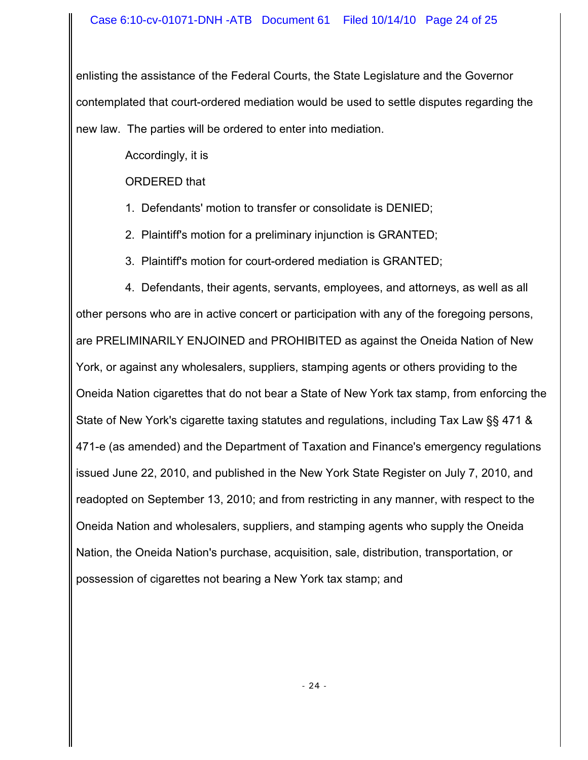enlisting the assistance of the Federal Courts, the State Legislature and the Governor contemplated that court-ordered mediation would be used to settle disputes regarding the new law. The parties will be ordered to enter into mediation.

Accordingly, it is

ORDERED that

1. Defendants' motion to transfer or consolidate is DENIED;

2. Plaintiff's motion for a preliminary injunction is GRANTED;

3. Plaintiff's motion for court-ordered mediation is GRANTED;

4. Defendants, their agents, servants, employees, and attorneys, as well as all other persons who are in active concert or participation with any of the foregoing persons, are PRELIMINARILY ENJOINED and PROHIBITED as against the Oneida Nation of New York, or against any wholesalers, suppliers, stamping agents or others providing to the Oneida Nation cigarettes that do not bear a State of New York tax stamp, from enforcing the State of New York's cigarette taxing statutes and regulations, including Tax Law §§ 471 & 471-e (as amended) and the Department of Taxation and Finance's emergency regulations issued June 22, 2010, and published in the New York State Register on July 7, 2010, and readopted on September 13, 2010; and from restricting in any manner, with respect to the Oneida Nation and wholesalers, suppliers, and stamping agents who supply the Oneida Nation, the Oneida Nation's purchase, acquisition, sale, distribution, transportation, or possession of cigarettes not bearing a New York tax stamp; and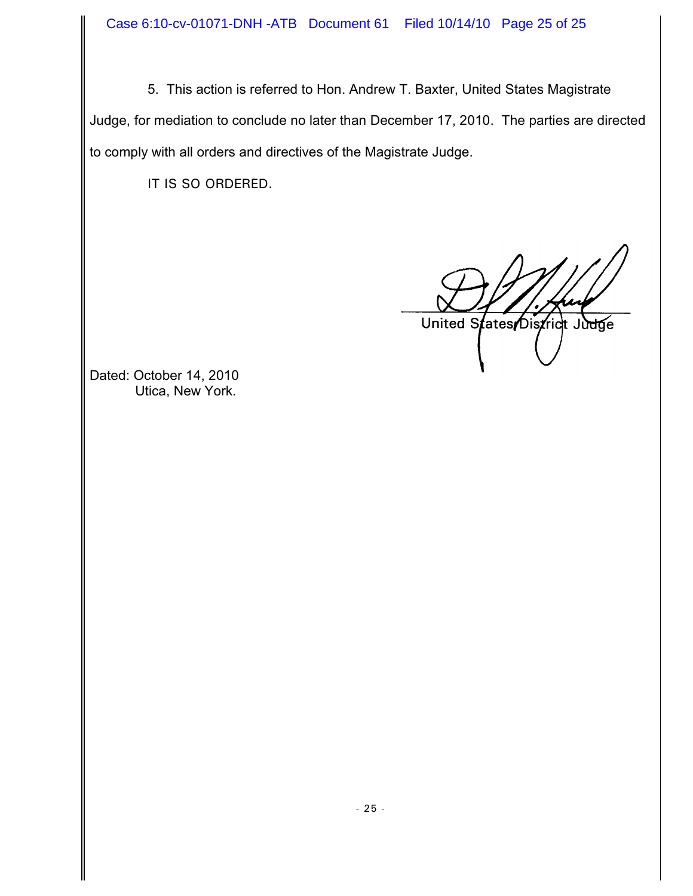5. This action is referred to Hon. Andrew T. Baxter, United States Magistrate Judge, for mediation to conclude no later than December 17, 2010. The parties are directed to comply with all orders and directives of the Magistrate Judge.

IT IS SO ORDERED.

United States District Judge

Dated: October 14, 2010
Utica, New York.